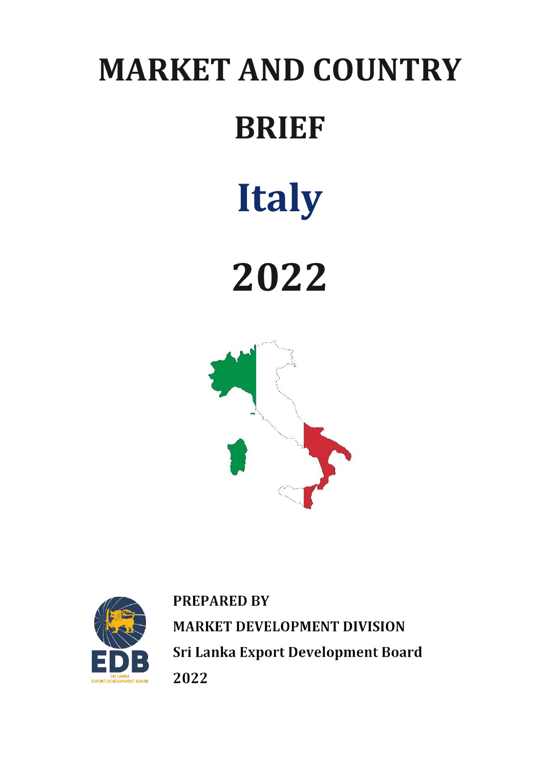# MARKET AND COUNTRY BRIEF

# Italy

# 2022

**PREPARED BY**

**MARKET DEVELOPMENT DIVISION**

**Sri Lanka Export Development Board**

**2022**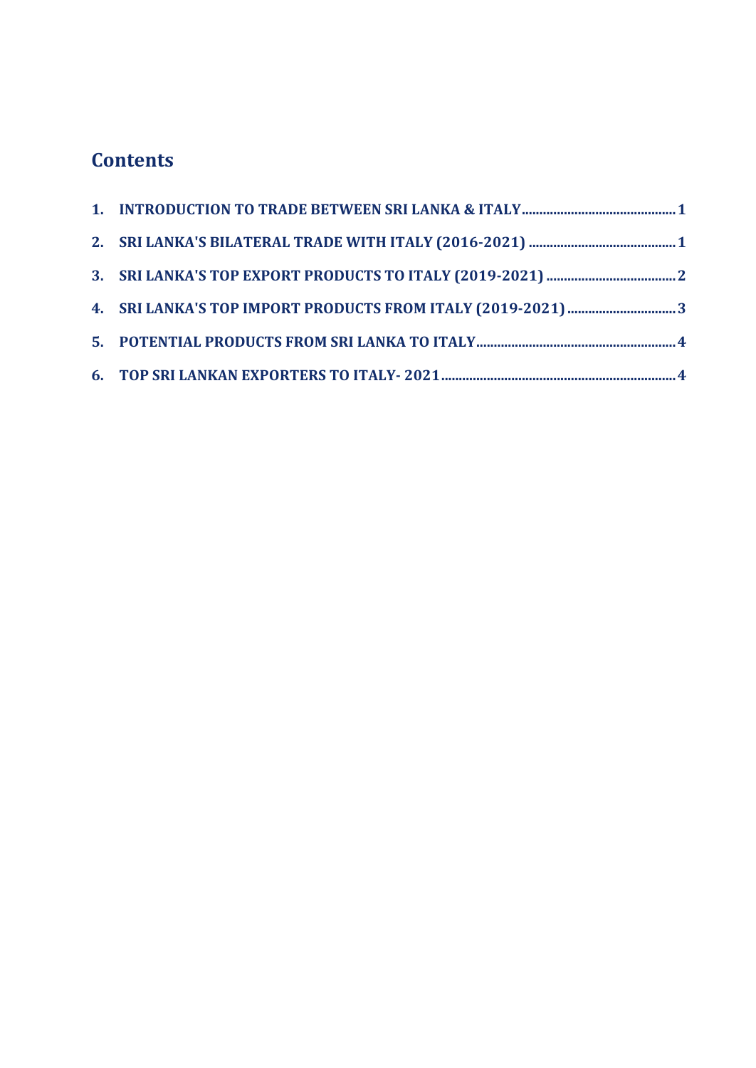# Contents

1. INTRODUCTION TO TRADE BETWEEN SRI LANKA & ITALY.......................................... 1
2. SRI LANKA'S BILATERAL TRADE WITH ITALY (2016-2021) ......................................... 1
3. SRI LANKA'S TOP EXPORT PRODUCTS TO ITALY (2019-2021) ..................................... 2
4. SRI LANKA'S TOP IMPORT PRODUCTS FROM ITALY (2019-2021) ............................... 3
5. POTENTIAL PRODUCTS FROM SRI LANKA TO ITALY.................................................... 4
6. TOP SRI LANKAN EXPORTERS TO ITALY- 2021.............................................................. 4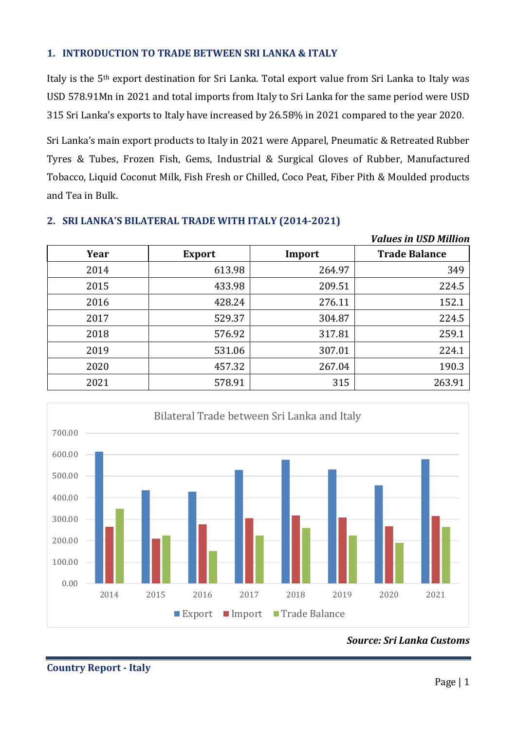## 1. INTRODUCTION TO TRADE BETWEEN SRI LANKA & ITALY

Italy is the 5th export destination for Sri Lanka. Total export value from Sri Lanka to Italy was USD 578.91Mn in 2021 and total imports from Italy to Sri Lanka for the same period were USD 315 Sri Lanka's exports to Italy have increased by 26.58% in 2021 compared to the year 2020.

Sri Lanka's main export products to Italy in 2021 were Apparel, Pneumatic & Retreated Rubber Tyres & Tubes, Frozen Fish, Gems, Industrial & Surgical Gloves of Rubber, Manufactured Tobacco, Liquid Coconut Milk, Fish Fresh or Chilled, Coco Peat, Fiber Pith & Moulded products and Tea in Bulk.

## 2. SRI LANKA'S BILATERAL TRADE WITH ITALY (2014-2021)

***Values in USD Million***

| Year | Export | Import | Trade Balance |
|---|---|---|---|
| 2014 | 613.98 | 264.97 | 349 |
| 2015 | 433.98 | 209.51 | 224.5 |
| 2016 | 428.24 | 276.11 | 152.1 |
| 2017 | 529.37 | 304.87 | 224.5 |
| 2018 | 576.92 | 317.81 | 259.1 |
| 2019 | 531.06 | 307.01 | 224.1 |
| 2020 | 457.32 | 267.04 | 190.3 |
| 2021 | 578.91 | 315 | 263.91 |

Bilateral Trade between Sri Lanka and Italy

***Source: Sri Lanka Customs***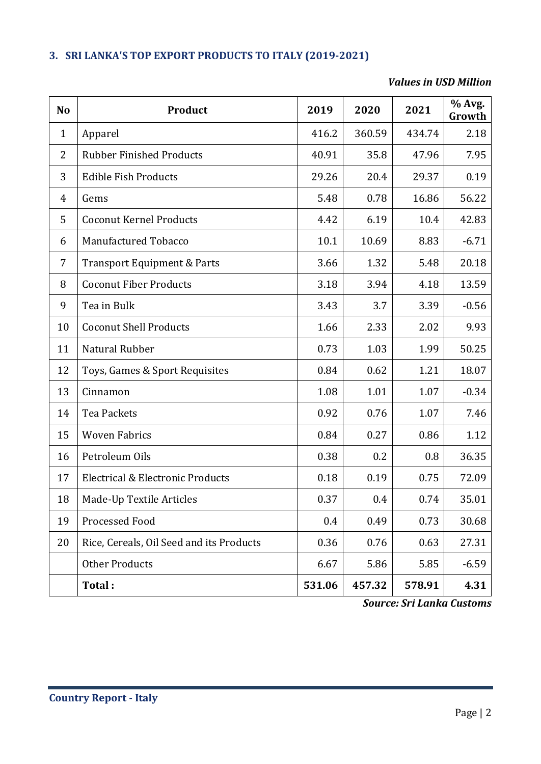### 3. SRI LANKA'S TOP EXPORT PRODUCTS TO ITALY (2019-2021)

***Values in USD Million***

| No | Product | 2019 | 2020 | 2021 | % Avg. Growth |
|---|---|---|---|---|---|
| 1 | Apparel | 416.2 | 360.59 | 434.74 | 2.18 |
| 2 | Rubber Finished Products | 40.91 | 35.8 | 47.96 | 7.95 |
| 3 | Edible Fish Products | 29.26 | 20.4 | 29.37 | 0.19 |
| 4 | Gems | 5.48 | 0.78 | 16.86 | 56.22 |
| 5 | Coconut Kernel Products | 4.42 | 6.19 | 10.4 | 42.83 |
| 6 | Manufactured Tobacco | 10.1 | 10.69 | 8.83 | -6.71 |
| 7 | Transport Equipment & Parts | 3.66 | 1.32 | 5.48 | 20.18 |
| 8 | Coconut Fiber Products | 3.18 | 3.94 | 4.18 | 13.59 |
| 9 | Tea in Bulk | 3.43 | 3.7 | 3.39 | -0.56 |
| 10 | Coconut Shell Products | 1.66 | 2.33 | 2.02 | 9.93 |
| 11 | Natural Rubber | 0.73 | 1.03 | 1.99 | 50.25 |
| 12 | Toys, Games & Sport Requisites | 0.84 | 0.62 | 1.21 | 18.07 |
| 13 | Cinnamon | 1.08 | 1.01 | 1.07 | -0.34 |
| 14 | Tea Packets | 0.92 | 0.76 | 1.07 | 7.46 |
| 15 | Woven Fabrics | 0.84 | 0.27 | 0.86 | 1.12 |
| 16 | Petroleum Oils | 0.38 | 0.2 | 0.8 | 36.35 |
| 17 | Electrical & Electronic Products | 0.18 | 0.19 | 0.75 | 72.09 |
| 18 | Made-Up Textile Articles | 0.37 | 0.4 | 0.74 | 35.01 |
| 19 | Processed Food | 0.4 | 0.49 | 0.73 | 30.68 |
| 20 | Rice, Cereals, Oil Seed and its Products | 0.36 | 0.76 | 0.63 | 27.31 |
| | Other Products | 6.67 | 5.86 | 5.85 | -6.59 |
| | **Total :** | **531.06** | **457.32** | **578.91** | **4.31** |

***Source: Sri Lanka Customs***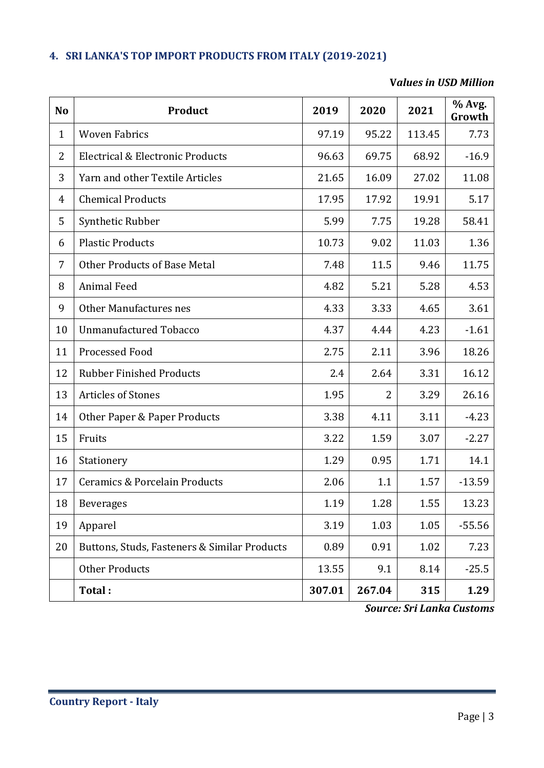## 4. SRI LANKA'S TOP IMPORT PRODUCTS FROM ITALY (2019-2021)

***Values in USD Million***

| No | Product | 2019 | 2020 | 2021 | % Avg. Growth |
|---|---|---|---|---|---|
| 1 | Woven Fabrics | 97.19 | 95.22 | 113.45 | 7.73 |
| 2 | Electrical & Electronic Products | 96.63 | 69.75 | 68.92 | -16.9 |
| 3 | Yarn and other Textile Articles | 21.65 | 16.09 | 27.02 | 11.08 |
| 4 | Chemical Products | 17.95 | 17.92 | 19.91 | 5.17 |
| 5 | Synthetic Rubber | 5.99 | 7.75 | 19.28 | 58.41 |
| 6 | Plastic Products | 10.73 | 9.02 | 11.03 | 1.36 |
| 7 | Other Products of Base Metal | 7.48 | 11.5 | 9.46 | 11.75 |
| 8 | Animal Feed | 4.82 | 5.21 | 5.28 | 4.53 |
| 9 | Other Manufactures nes | 4.33 | 3.33 | 4.65 | 3.61 |
| 10 | Unmanufactured Tobacco | 4.37 | 4.44 | 4.23 | -1.61 |
| 11 | Processed Food | 2.75 | 2.11 | 3.96 | 18.26 |
| 12 | Rubber Finished Products | 2.4 | 2.64 | 3.31 | 16.12 |
| 13 | Articles of Stones | 1.95 | 2 | 3.29 | 26.16 |
| 14 | Other Paper & Paper Products | 3.38 | 4.11 | 3.11 | -4.23 |
| 15 | Fruits | 3.22 | 1.59 | 3.07 | -2.27 |
| 16 | Stationery | 1.29 | 0.95 | 1.71 | 14.1 |
| 17 | Ceramics & Porcelain Products | 2.06 | 1.1 | 1.57 | -13.59 |
| 18 | Beverages | 1.19 | 1.28 | 1.55 | 13.23 |
| 19 | Apparel | 3.19 | 1.03 | 1.05 | -55.56 |
| 20 | Buttons, Studs, Fasteners & Similar Products | 0.89 | 0.91 | 1.02 | 7.23 |
| | Other Products | 13.55 | 9.1 | 8.14 | -25.5 |
| | **Total :** | **307.01** | **267.04** | **315** | **1.29** |

***Source: Sri Lanka Customs***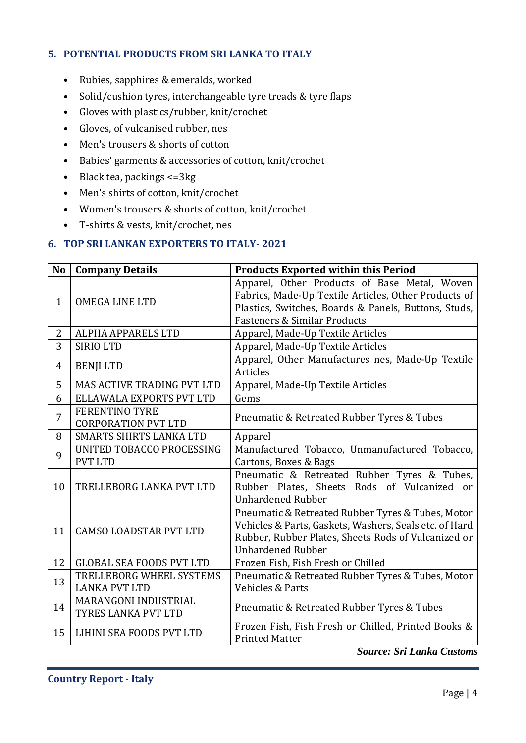## 5. POTENTIAL PRODUCTS FROM SRI LANKA TO ITALY

- Rubies, sapphires & emeralds, worked
- Solid/cushion tyres, interchangeable tyre treads & tyre flaps
- Gloves with plastics/rubber, knit/crochet
- Gloves, of vulcanised rubber, nes
- Men's trousers & shorts of cotton
- Babies' garments & accessories of cotton, knit/crochet
- Black tea, packings <=3kg
- Men's shirts of cotton, knit/crochet
- Women's trousers & shorts of cotton, knit/crochet
- T-shirts & vests, knit/crochet, nes

## 6. TOP SRI LANKAN EXPORTERS TO ITALY- 2021

| No | Company Details | Products Exported within this Period |
|---|---|---|
| 1 | OMEGA LINE LTD | Apparel, Other Products of Base Metal, Woven Fabrics, Made-Up Textile Articles, Other Products of Plastics, Switches, Boards & Panels, Buttons, Studs, Fasteners & Similar Products |
| 2 | ALPHA APPARELS LTD | Apparel, Made-Up Textile Articles |
| 3 | SIRIO LTD | Apparel, Made-Up Textile Articles |
| 4 | BENJI LTD | Apparel, Other Manufactures nes, Made-Up Textile Articles |
| 5 | MAS ACTIVE TRADING PVT LTD | Apparel, Made-Up Textile Articles |
| 6 | ELLAWALA EXPORTS PVT LTD | Gems |
| 7 | FERENTINO TYRE CORPORATION PVT LTD | Pneumatic & Retreated Rubber Tyres & Tubes |
| 8 | SMARTS SHIRTS LANKA LTD | Apparel |
| 9 | UNITED TOBACCO PROCESSING PVT LTD | Manufactured Tobacco, Unmanufactured Tobacco, Cartons, Boxes & Bags |
| 10 | TRELLEBORG LANKA PVT LTD | Pneumatic & Retreated Rubber Tyres & Tubes, Rubber Plates, Sheets Rods of Vulcanized or Unhardened Rubber |
| 11 | CAMSO LOADSTAR PVT LTD | Pneumatic & Retreated Rubber Tyres & Tubes, Motor Vehicles & Parts, Gaskets, Washers, Seals etc. of Hard Rubber, Rubber Plates, Sheets Rods of Vulcanized or Unhardened Rubber |
| 12 | GLOBAL SEA FOODS PVT LTD | Frozen Fish, Fish Fresh or Chilled |
| 13 | TRELLEBORG WHEEL SYSTEMS LANKA PVT LTD | Pneumatic & Retreated Rubber Tyres & Tubes, Motor Vehicles & Parts |
| 14 | MARANGONI INDUSTRIAL TYRES LANKA PVT LTD | Pneumatic & Retreated Rubber Tyres & Tubes |
| 15 | LIHINI SEA FOODS PVT LTD | Frozen Fish, Fish Fresh or Chilled, Printed Books & Printed Matter |

***Source: Sri Lanka Customs***